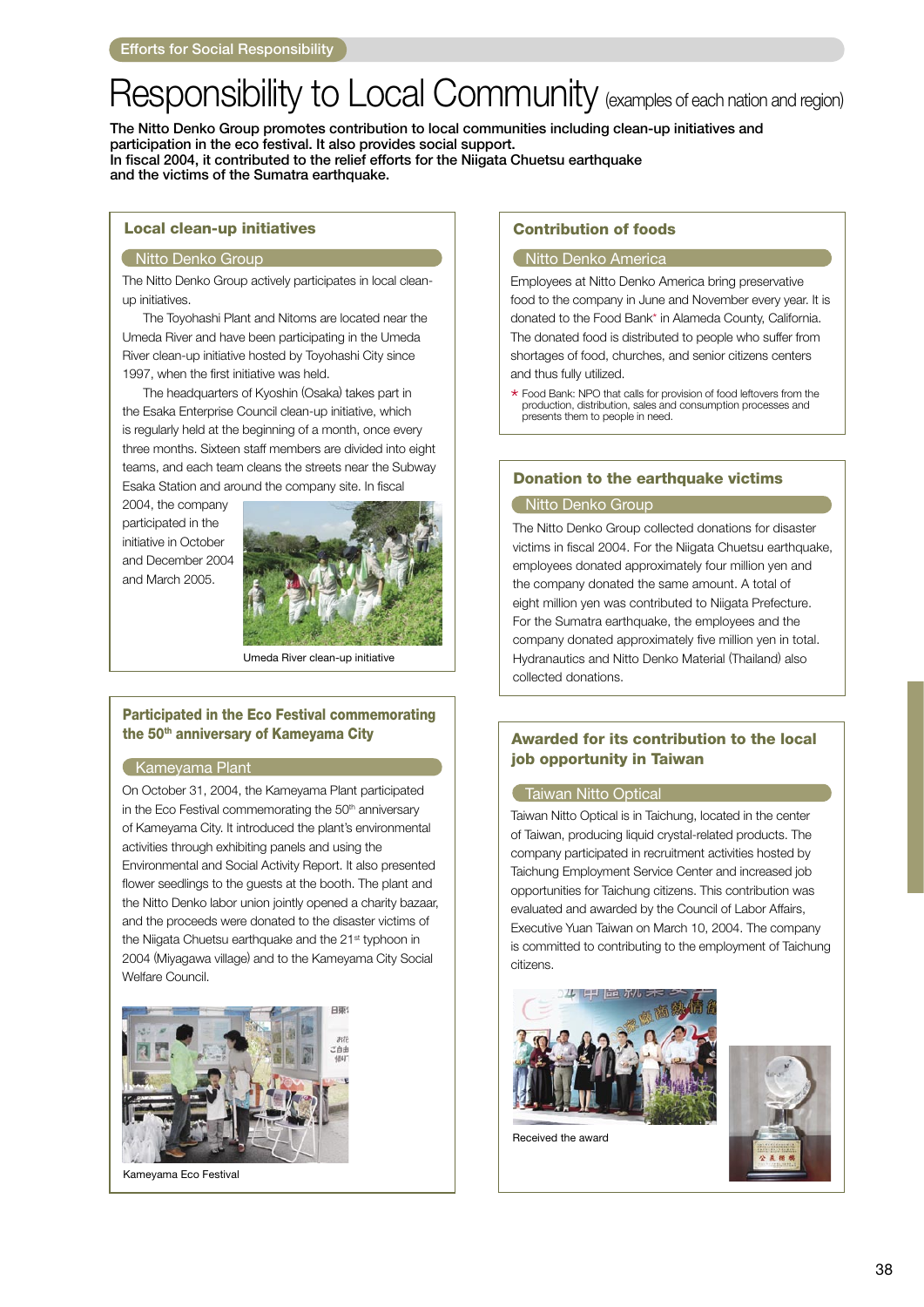# Responsibility to Local Community (examples of each nation and region)

**The Nitto Denko Group promotes contribution to local communities including clean-up initiatives and participation in the eco festival. It also provides social support.**
**In fiscal 2004, it contributed to the relief efforts for the Niigata Chuetsu earthquake and the victims of the Sumatra earthquake.**

## Local clean-up initiatives

### Nitto Denko Group

The Nitto Denko Group actively participates in local clean-up initiatives.

The Toyohashi Plant and Nitoms are located near the Umeda River and have been participating in the Umeda River clean-up initiative hosted by Toyohashi City since 1997, when the first initiative was held.

The headquarters of Kyoshin (Osaka) takes part in the Esaka Enterprise Council clean-up initiative, which is regularly held at the beginning of a month, once every three months. Sixteen staff members are divided into eight teams, and each team cleans the streets near the Subway Esaka Station and around the company site. In fiscal 2004, the company participated in the initiative in October and December 2004 and March 2005.

Umeda River clean-up initiative

## Participated in the Eco Festival commemorating the 50th anniversary of Kameyama City

### Kameyama Plant

On October 31, 2004, the Kameyama Plant participated in the Eco Festival commemorating the 50th anniversary of Kameyama City. It introduced the plant's environmental activities through exhibiting panels and using the Environmental and Social Activity Report. It also presented flower seedlings to the guests at the booth. The plant and the Nitto Denko labor union jointly opened a charity bazaar, and the proceeds were donated to the disaster victims of the Niigata Chuetsu earthquake and the 21st typhoon in 2004 (Miyagawa village) and to the Kameyama City Social Welfare Council.

Kameyama Eco Festival

## Contribution of foods

### Nitto Denko America

Employees at Nitto Denko America bring preservative food to the company in June and November every year. It is donated to the Food Bank* in Alameda County, California. The donated food is distributed to people who suffer from shortages of food, churches, and senior citizens centers and thus fully utilized.

* Food Bank: NPO that calls for provision of food leftovers from the production, distribution, sales and consumption processes and presents them to people in need.

## Donation to the earthquake victims

### Nitto Denko Group

The Nitto Denko Group collected donations for disaster victims in fiscal 2004. For the Niigata Chuetsu earthquake, employees donated approximately four million yen and the company donated the same amount. A total of eight million yen was contributed to Niigata Prefecture. For the Sumatra earthquake, the employees and the company donated approximately five million yen in total. Hydranautics and Nitto Denko Material (Thailand) also collected donations.

## Awarded for its contribution to the local job opportunity in Taiwan

### Taiwan Nitto Optical

Taiwan Nitto Optical is in Taichung, located in the center of Taiwan, producing liquid crystal-related products. The company participated in recruitment activities hosted by Taichung Employment Service Center and increased job opportunities for Taichung citizens. This contribution was evaluated and awarded by the Council of Labor Affairs, Executive Yuan Taiwan on March 10, 2004. The company is committed to contributing to the employment of Taichung citizens.

Received the award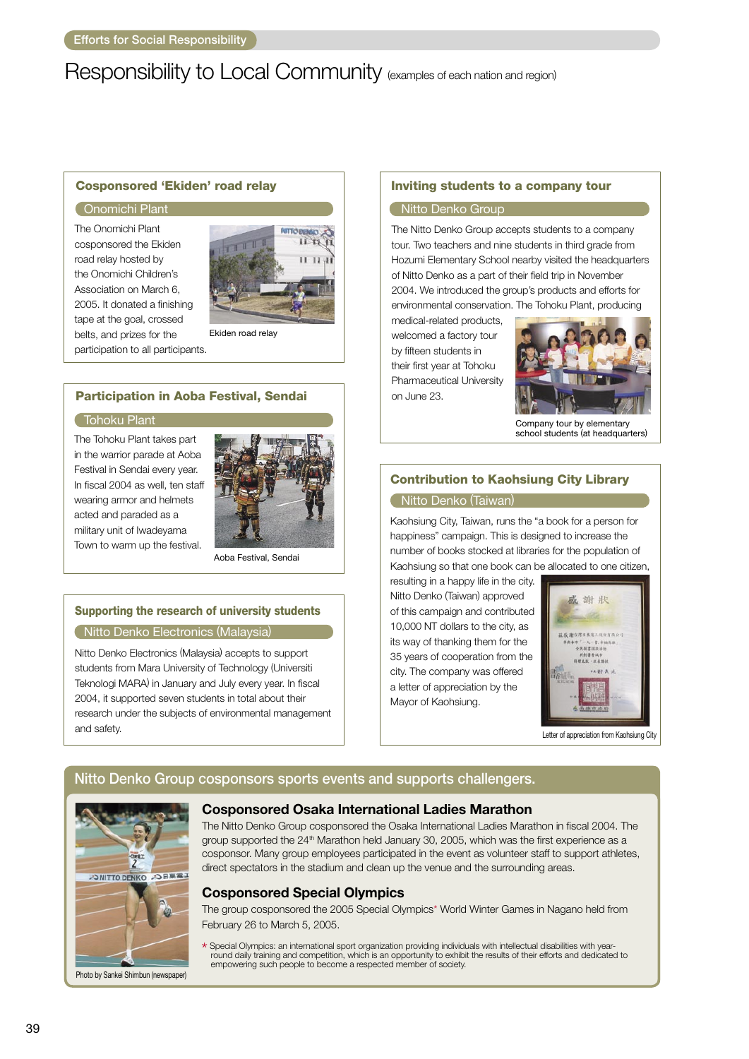Efforts for Social Responsibility

# Responsibility to Local Community (examples of each nation and region)

## Cosponsored 'Ekiden' road relay

Onomichi Plant

The Onomichi Plant cosponsored the Ekiden road relay hosted by the Onomichi Children's Association on March 6, 2005. It donated a finishing tape at the goal, crossed belts, and prizes for the participation to all participants.

Ekiden road relay

## Participation in Aoba Festival, Sendai

Tohoku Plant

The Tohoku Plant takes part in the warrior parade at Aoba Festival in Sendai every year. In fiscal 2004 as well, ten staff wearing armor and helmets acted and paraded as a military unit of Iwadeyama Town to warm up the festival.

Aoba Festival, Sendai

## Supporting the research of university students

Nitto Denko Electronics (Malaysia)

Nitto Denko Electronics (Malaysia) accepts to support students from Mara University of Technology (Universiti Teknologi MARA) in January and July every year. In fiscal 2004, it supported seven students in total about their research under the subjects of environmental management and safety.

## Inviting students to a company tour

Nitto Denko Group

The Nitto Denko Group accepts students to a company tour. Two teachers and nine students in third grade from Hozumi Elementary School nearby visited the headquarters of Nitto Denko as a part of their field trip in November 2004. We introduced the group's products and efforts for environmental conservation. The Tohoku Plant, producing medical-related products, welcomed a factory tour by fifteen students in their first year at Tohoku Pharmaceutical University on June 23.

Company tour by elementary school students (at headquarters)

## Contribution to Kaohsiung City Library

Nitto Denko (Taiwan)

Kaohsiung City, Taiwan, runs the "a book for a person for happiness" campaign. This is designed to increase the number of books stocked at libraries for the population of Kaohsiung so that one book can be allocated to one citizen, resulting in a happy life in the city. Nitto Denko (Taiwan) approved of this campaign and contributed 10,000 NT dollars to the city, as its way of thanking them for the 35 years of cooperation from the city. The company was offered a letter of appreciation by the Mayor of Kaohsiung.

Letter of appreciation from Kaohsiung City

## Nitto Denko Group cosponsors sports events and supports challengers.

Photo by Sankei Shimbun (newspaper)

### Cosponsored Osaka International Ladies Marathon

The Nitto Denko Group cosponsored the Osaka International Ladies Marathon in fiscal 2004. The group supported the 24th Marathon held January 30, 2005, which was the first experience as a cosponsor. Many group employees participated in the event as volunteer staff to support athletes, direct spectators in the stadium and clean up the venue and the surrounding areas.

### Cosponsored Special Olympics

The group cosponsored the 2005 Special Olympics* World Winter Games in Nagano held from February 26 to March 5, 2005.

* Special Olympics: an international sport organization providing individuals with intellectual disabilities with year-round daily training and competition, which is an opportunity to exhibit the results of their efforts and dedicated to empowering such people to become a respected member of society.